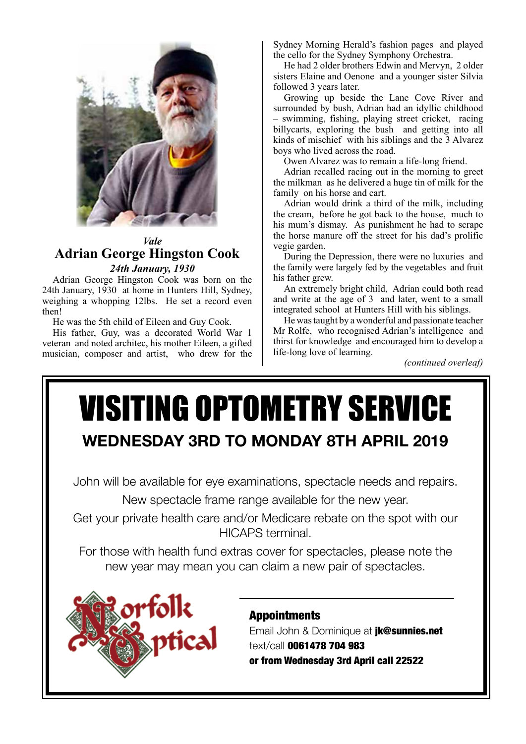*Vale*

# Adrian George Hingston Cook

***24th January, 1930***

Adrian George Hingston Cook was born on the 24th January, 1930 at home in Hunters Hill, Sydney, weighing a whopping 12lbs. He set a record even then!

He was the 5th child of Eileen and Guy Cook.

His father, Guy, was a decorated World War 1 veteran and noted architec, his mother Eileen, a gifted musician, composer and artist, who drew for the Sydney Morning Herald's fashion pages and played the cello for the Sydney Symphony Orchestra.

He had 2 older brothers Edwin and Mervyn, 2 older sisters Elaine and Oenone and a younger sister Silvia followed 3 years later.

Growing up beside the Lane Cove River and surrounded by bush, Adrian had an idyllic childhood – swimming, fishing, playing street cricket, racing billycarts, exploring the bush and getting into all kinds of mischief with his siblings and the 3 Alvarez boys who lived across the road.

Owen Alvarez was to remain a life-long friend.

Adrian recalled racing out in the morning to greet the milkman as he delivered a huge tin of milk for the family on his horse and cart.

Adrian would drink a third of the milk, including the cream, before he got back to the house, much to his mum's dismay. As punishment he had to scrape the horse manure off the street for his dad's prolific vegie garden.

During the Depression, there were no luxuries and the family were largely fed by the vegetables and fruit his father grew.

An extremely bright child, Adrian could both read and write at the age of 3 and later, went to a small integrated school at Hunters Hill with his siblings.

He was taught by a wonderful and passionate teacher Mr Rolfe, who recognised Adrian's intelligence and thirst for knowledge and encouraged him to develop a life-long love of learning.

*(continued overleaf)*

# VISITING OPTOMETRY SERVICE

## WEDNESDAY 3RD TO MONDAY 8TH APRIL 2019

John will be available for eye examinations, spectacle needs and repairs.

New spectacle frame range available for the new year.

Get your private health care and/or Medicare rebate on the spot with our HICAPS terminal.

For those with health fund extras cover for spectacles, please note the new year may mean you can claim a new pair of spectacles.

Norfolk Optical

**Appointments**

Email John & Dominique at **jk@sunnies.net**

text/call **0061478 704 983**

**or from Wednesday 3rd April call 22522**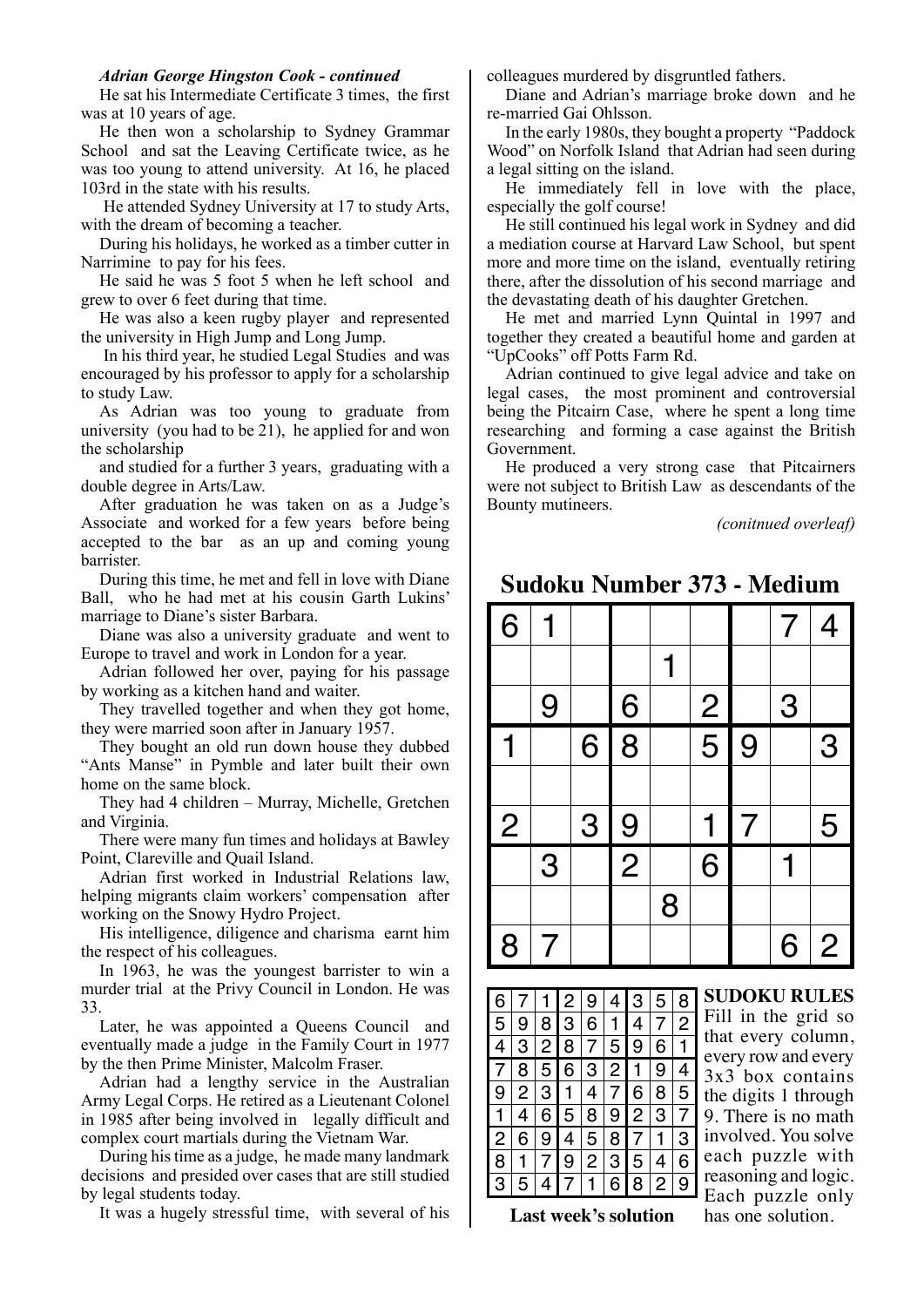***Adrian George Hingston Cook - continued***

He sat his Intermediate Certificate 3 times, the first was at 10 years of age.

He then won a scholarship to Sydney Grammar School and sat the Leaving Certificate twice, as he was too young to attend university. At 16, he placed 103rd in the state with his results.

He attended Sydney University at 17 to study Arts, with the dream of becoming a teacher.

During his holidays, he worked as a timber cutter in Narrimine to pay for his fees.

He said he was 5 foot 5 when he left school and grew to over 6 feet during that time.

He was also a keen rugby player and represented the university in High Jump and Long Jump.

In his third year, he studied Legal Studies and was encouraged by his professor to apply for a scholarship to study Law.

As Adrian was too young to graduate from university (you had to be 21), he applied for and won the scholarship

and studied for a further 3 years, graduating with a double degree in Arts/Law.

After graduation he was taken on as a Judge's Associate and worked for a few years before being accepted to the bar as an up and coming young barrister.

During this time, he met and fell in love with Diane Ball, who he had met at his cousin Garth Lukins' marriage to Diane's sister Barbara.

Diane was also a university graduate and went to Europe to travel and work in London for a year.

Adrian followed her over, paying for his passage by working as a kitchen hand and waiter.

They travelled together and when they got home, they were married soon after in January 1957.

They bought an old run down house they dubbed "Ants Manse" in Pymble and later built their own home on the same block.

They had 4 children – Murray, Michelle, Gretchen and Virginia.

There were many fun times and holidays at Bawley Point, Clareville and Quail Island.

Adrian first worked in Industrial Relations law, helping migrants claim workers' compensation after working on the Snowy Hydro Project.

His intelligence, diligence and charisma earnt him the respect of his colleagues.

In 1963, he was the youngest barrister to win a murder trial at the Privy Council in London. He was 33.

Later, he was appointed a Queens Council and eventually made a judge in the Family Court in 1977 by the then Prime Minister, Malcolm Fraser.

Adrian had a lengthy service in the Australian Army Legal Corps. He retired as a Lieutenant Colonel in 1985 after being involved in legally difficult and complex court martials during the Vietnam War.

During his time as a judge, he made many landmark decisions and presided over cases that are still studied by legal students today.

It was a hugely stressful time, with several of his colleagues murdered by disgruntled fathers.

Diane and Adrian's marriage broke down and he re-married Gai Ohlsson.

In the early 1980s, they bought a property "Paddock Wood" on Norfolk Island that Adrian had seen during a legal sitting on the island.

He immediately fell in love with the place, especially the golf course!

He still continued his legal work in Sydney and did a mediation course at Harvard Law School, but spent more and more time on the island, eventually retiring there, after the dissolution of his second marriage and the devastating death of his daughter Gretchen.

He met and married Lynn Quintal in 1997 and together they created a beautiful home and garden at "UpCooks" off Potts Farm Rd.

Adrian continued to give legal advice and take on legal cases, the most prominent and controversial being the Pitcairn Case, where he spent a long time researching and forming a case against the British Government.

He produced a very strong case that Pitcairners were not subject to British Law as descendants of the Bounty mutineers.

*(conitnued overleaf)*

## Sudoku Number 373 - Medium

| | | | | | | | | |
|---|---|---|---|---|---|---|---|---|
| 6 | 1 | | | | | | 7 | 4 |
| | | | | 1 | | | | |
| | 9 | | 6 | | 2 | | 3 | |
| 1 | | 6 | 8 | | 5 | 9 | | 3 |
| | | | | | | | | |
| 2 | | 3 | 9 | | 1 | 7 | | 5 |
| | 3 | | 2 | | 6 | | 1 | |
| | | | | 8 | | | | |
| 8 | 7 | | | | | | 6 | 2 |

| | | | | | | | | |
|---|---|---|---|---|---|---|---|---|
| 6 | 7 | 1 | 2 | 9 | 4 | 3 | 5 | 8 |
| 5 | 9 | 8 | 3 | 6 | 1 | 4 | 7 | 2 |
| 4 | 3 | 2 | 8 | 7 | 5 | 9 | 6 | 1 |
| 7 | 8 | 5 | 6 | 3 | 2 | 1 | 9 | 4 |
| 9 | 2 | 3 | 1 | 4 | 7 | 6 | 8 | 5 |
| 1 | 4 | 6 | 5 | 8 | 9 | 2 | 3 | 7 |
| 2 | 6 | 9 | 4 | 5 | 8 | 7 | 1 | 3 |
| 8 | 1 | 7 | 9 | 2 | 3 | 5 | 4 | 6 |
| 3 | 5 | 4 | 7 | 1 | 6 | 8 | 2 | 9 |

**Last week's solution**

**SUDOKU RULES**
Fill in the grid so that every column, every row and every 3x3 box contains the digits 1 through 9. There is no math involved. You solve each puzzle with reasoning and logic. Each puzzle only has one solution.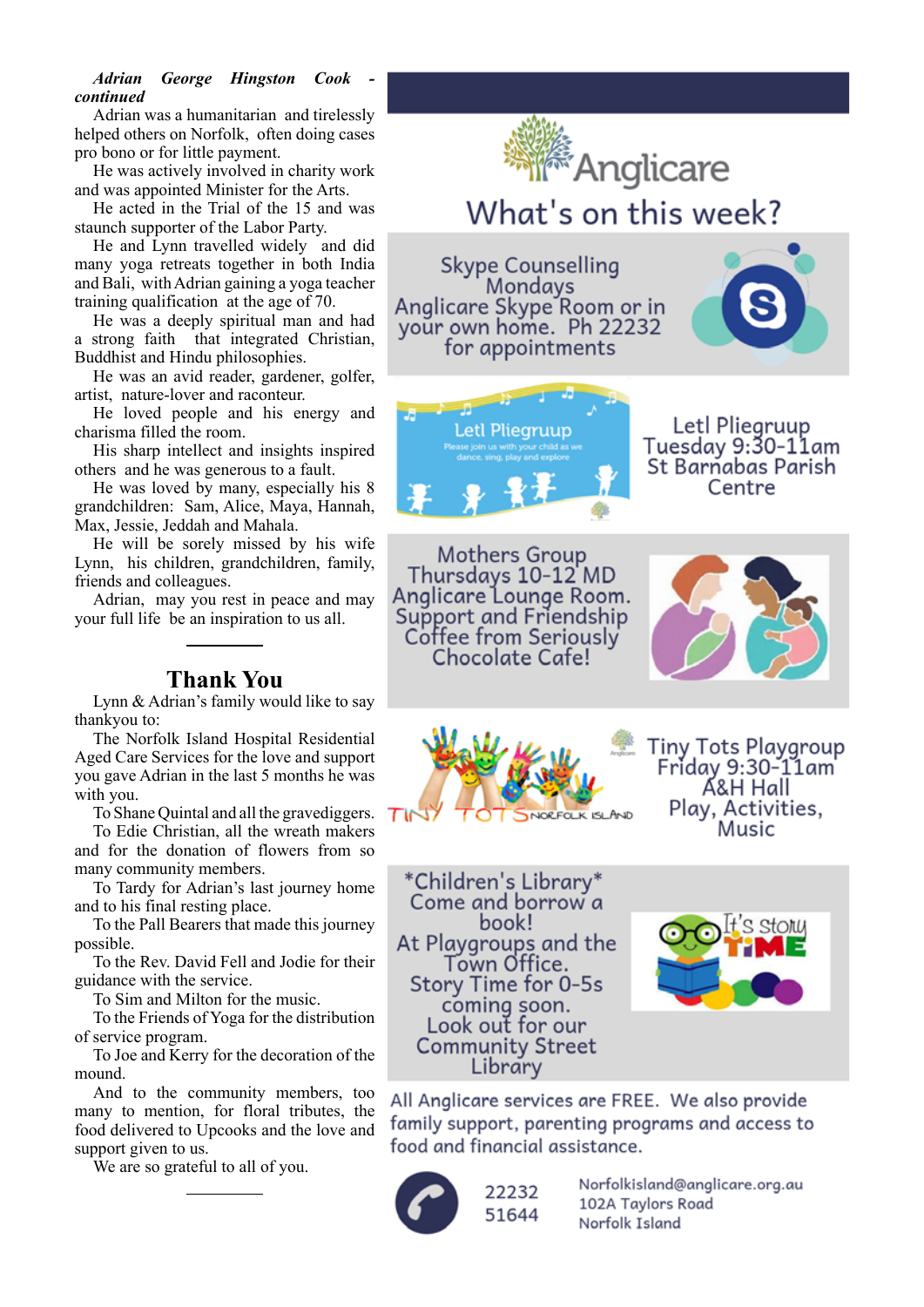***Adrian George Hingston Cook - continued***

Adrian was a humanitarian and tirelessly helped others on Norfolk, often doing cases pro bono or for little payment.

He was actively involved in charity work and was appointed Minister for the Arts.

He acted in the Trial of the 15 and was staunch supporter of the Labor Party.

He and Lynn travelled widely and did many yoga retreats together in both India and Bali, with Adrian gaining a yoga teacher training qualification at the age of 70.

He was a deeply spiritual man and had a strong faith that integrated Christian, Buddhist and Hindu philosophies.

He was an avid reader, gardener, golfer, artist, nature-lover and raconteur.

He loved people and his energy and charisma filled the room.

His sharp intellect and insights inspired others and he was generous to a fault.

He was loved by many, especially his 8 grandchildren: Sam, Alice, Maya, Hannah, Max, Jessie, Jeddah and Mahala.

He will be sorely missed by his wife Lynn, his children, grandchildren, family, friends and colleagues.

Adrian, may you rest in peace and may your full life be an inspiration to us all.

---

## Thank You

Lynn & Adrian's family would like to say thankyou to:

The Norfolk Island Hospital Residential Aged Care Services for the love and support you gave Adrian in the last 5 months he was with you.

To Shane Quintal and all the gravediggers.

To Edie Christian, all the wreath makers and for the donation of flowers from so many community members.

To Tardy for Adrian's last journey home and to his final resting place.

To the Pall Bearers that made this journey possible.

To the Rev. David Fell and Jodie for their guidance with the service.

To Sim and Milton for the music.

To the Friends of Yoga for the distribution of service program.

To Joe and Kerry for the decoration of the mound.

And to the community members, too many to mention, for floral tributes, the food delivered to Upcooks and the love and support given to us.

We are so grateful to all of you.

---

Anglicare

## What's on this week?

Skype Counselling
Mondays
Anglicare Skype Room or in your own home. Ph 22232 for appointments

Letl Pliegruup
Please join us with your child as we dance, sing, play and explore

Letl Pliegruup
Tuesday 9:30-11am
St Barnabas Parish Centre

Mothers Group
Thursdays 10-12 MD
Anglicare Lounge Room.
Support and Friendship
Coffee from Seriously Chocolate Cafe!

TINY TOTS NORFOLK ISLAND

Tiny Tots Playgroup
Friday 9:30-11am
A&H Hall
Play, Activities, Music

*Children's Library*
Come and borrow a book!
At Playgroups and the Town Office.
Story Time for 0-5s coming soon.
Look out for our Community Street Library

It's story TIME

All Anglicare services are FREE. We also provide family support, parenting programs and access to food and financial assistance.

22232
51644

Norfolkisland@anglicare.org.au
102A Taylors Road
Norfolk Island